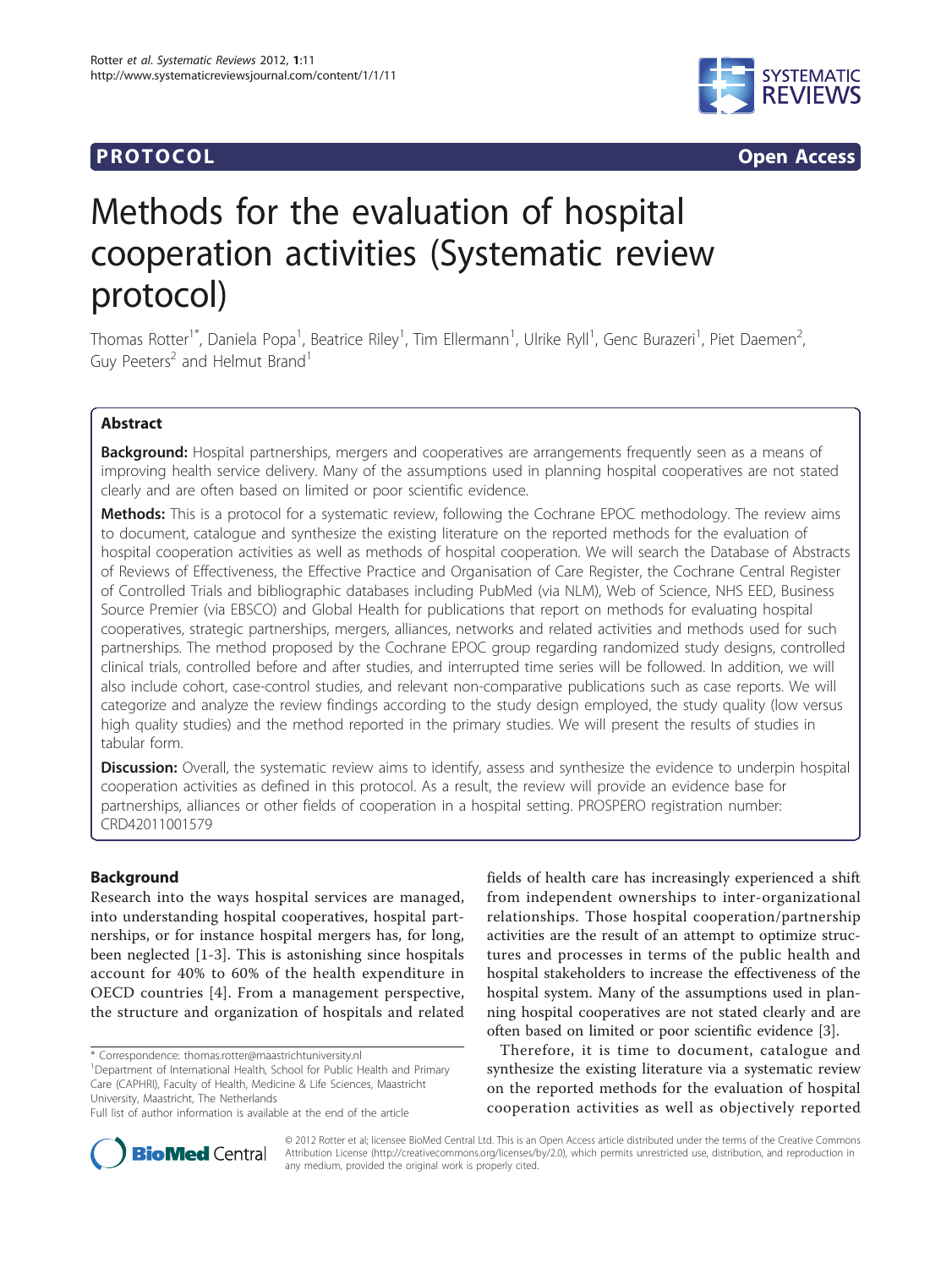**PROTOCOL** **Open Access**

# Methods for the evaluation of hospital cooperation activities (Systematic review protocol)

Thomas Rotter[1*], Daniela Popa[1], Beatrice Riley[1], Tim Ellermann[1], Ulrike Ryll[1], Genc Burazeri[1], Piet Daemen[2], Guy Peeters[2] and Helmut Brand[1]

## Abstract

**Background:** Hospital partnerships, mergers and cooperatives are arrangements frequently seen as a means of improving health service delivery. Many of the assumptions used in planning hospital cooperatives are not stated clearly and are often based on limited or poor scientific evidence.

**Methods:** This is a protocol for a systematic review, following the Cochrane EPOC methodology. The review aims to document, catalogue and synthesize the existing literature on the reported methods for the evaluation of hospital cooperation activities as well as methods of hospital cooperation. We will search the Database of Abstracts of Reviews of Effectiveness, the Effective Practice and Organisation of Care Register, the Cochrane Central Register of Controlled Trials and bibliographic databases including PubMed (via NLM), Web of Science, NHS EED, Business Source Premier (via EBSCO) and Global Health for publications that report on methods for evaluating hospital cooperatives, strategic partnerships, mergers, alliances, networks and related activities and methods used for such partnerships. The method proposed by the Cochrane EPOC group regarding randomized study designs, controlled clinical trials, controlled before and after studies, and interrupted time series will be followed. In addition, we will also include cohort, case-control studies, and relevant non-comparative publications such as case reports. We will categorize and analyze the review findings according to the study design employed, the study quality (low versus high quality studies) and the method reported in the primary studies. We will present the results of studies in tabular form.

**Discussion:** Overall, the systematic review aims to identify, assess and synthesize the evidence to underpin hospital cooperation activities as defined in this protocol. As a result, the review will provide an evidence base for partnerships, alliances or other fields of cooperation in a hospital setting. PROSPERO registration number: CRD42011001579

## Background

Research into the ways hospital services are managed, into understanding hospital cooperatives, hospital partnerships, or for instance hospital mergers has, for long, been neglected [1-3]. This is astonishing since hospitals account for 40% to 60% of the health expenditure in OECD countries [4]. From a management perspective, the structure and organization of hospitals and related fields of health care has increasingly experienced a shift from independent ownerships to inter-organizational relationships. Those hospital cooperation/partnership activities are the result of an attempt to optimize structures and processes in terms of the public health and hospital stakeholders to increase the effectiveness of the hospital system. Many of the assumptions used in planning hospital cooperatives are not stated clearly and are often based on limited or poor scientific evidence [3].

Therefore, it is time to document, catalogue and synthesize the existing literature via a systematic review on the reported methods for the evaluation of hospital cooperation activities as well as objectively reported

\* Correspondence: thomas.rotter@maastrichtuniversity.nl
[1]Department of International Health, School for Public Health and Primary Care (CAPHRI), Faculty of Health, Medicine & Life Sciences, Maastricht University, Maastricht, The Netherlands
Full list of author information is available at the end of the article

© 2012 Rotter et al; licensee BioMed Central Ltd. This is an Open Access article distributed under the terms of the Creative Commons Attribution License (http://creativecommons.org/licenses/by/2.0), which permits unrestricted use, distribution, and reproduction in any medium, provided the original work is properly cited.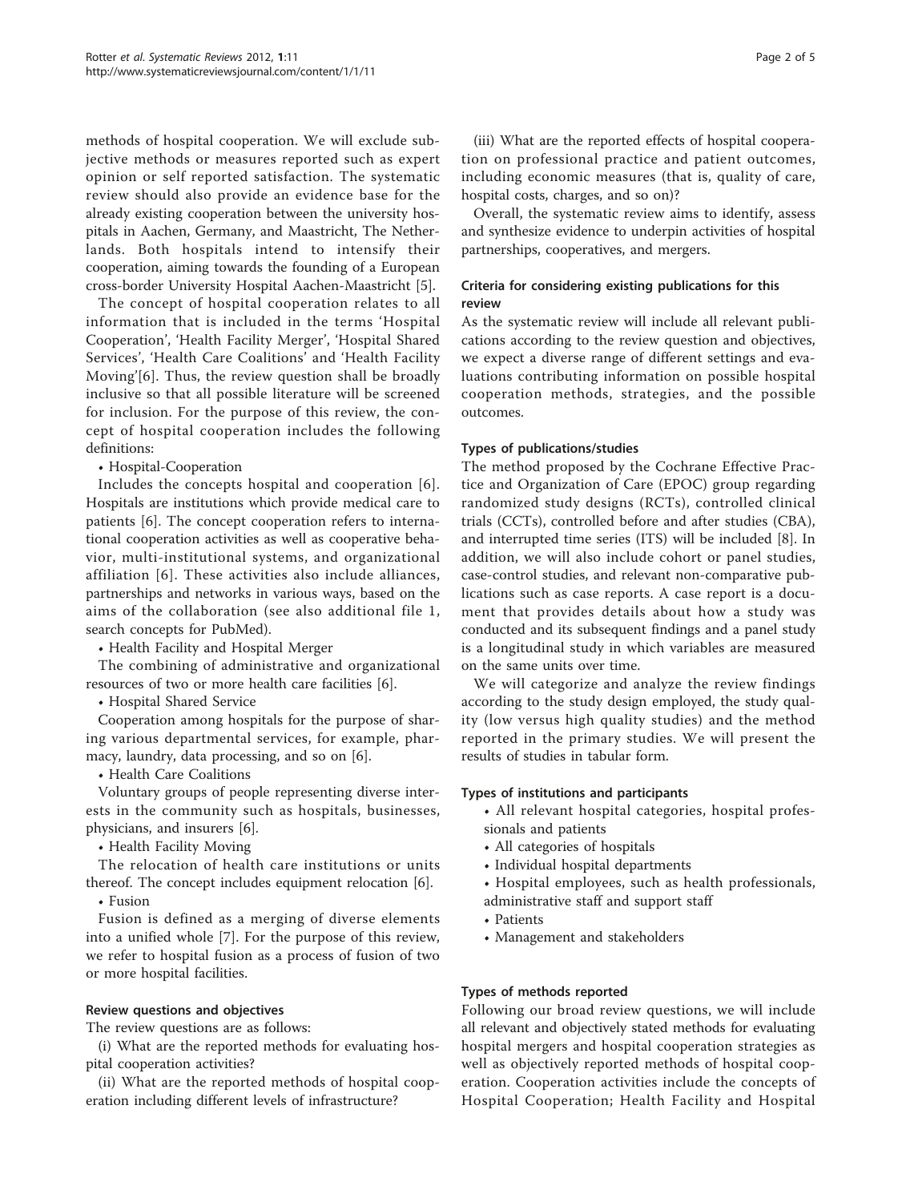methods of hospital cooperation. We will exclude subjective methods or measures reported such as expert opinion or self reported satisfaction. The systematic review should also provide an evidence base for the already existing cooperation between the university hospitals in Aachen, Germany, and Maastricht, The Netherlands. Both hospitals intend to intensify their cooperation, aiming towards the founding of a European cross-border University Hospital Aachen-Maastricht [5].

The concept of hospital cooperation relates to all information that is included in the terms 'Hospital Cooperation', 'Health Facility Merger', 'Hospital Shared Services', 'Health Care Coalitions' and 'Health Facility Moving'[6]. Thus, the review question shall be broadly inclusive so that all possible literature will be screened for inclusion. For the purpose of this review, the concept of hospital cooperation includes the following definitions:

• Hospital-Cooperation

Includes the concepts hospital and cooperation [6]. Hospitals are institutions which provide medical care to patients [6]. The concept cooperation refers to international cooperation activities as well as cooperative behavior, multi-institutional systems, and organizational affiliation [6]. These activities also include alliances, partnerships and networks in various ways, based on the aims of the collaboration (see also additional file 1, search concepts for PubMed).

• Health Facility and Hospital Merger

The combining of administrative and organizational resources of two or more health care facilities [6].

• Hospital Shared Service

Cooperation among hospitals for the purpose of sharing various departmental services, for example, pharmacy, laundry, data processing, and so on [6].

• Health Care Coalitions

Voluntary groups of people representing diverse interests in the community such as hospitals, businesses, physicians, and insurers [6].

• Health Facility Moving

The relocation of health care institutions or units thereof. The concept includes equipment relocation [6].

• Fusion

Fusion is defined as a merging of diverse elements into a unified whole [7]. For the purpose of this review, we refer to hospital fusion as a process of fusion of two or more hospital facilities.

### Review questions and objectives

The review questions are as follows:

(i) What are the reported methods for evaluating hospital cooperation activities?

(ii) What are the reported methods of hospital cooperation including different levels of infrastructure?

(iii) What are the reported effects of hospital cooperation on professional practice and patient outcomes, including economic measures (that is, quality of care, hospital costs, charges, and so on)?

Overall, the systematic review aims to identify, assess and synthesize evidence to underpin activities of hospital partnerships, cooperatives, and mergers.

### Criteria for considering existing publications for this review

As the systematic review will include all relevant publications according to the review question and objectives, we expect a diverse range of different settings and evaluations contributing information on possible hospital cooperation methods, strategies, and the possible outcomes.

### Types of publications/studies

The method proposed by the Cochrane Effective Practice and Organization of Care (EPOC) group regarding randomized study designs (RCTs), controlled clinical trials (CCTs), controlled before and after studies (CBA), and interrupted time series (ITS) will be included [8]. In addition, we will also include cohort or panel studies, case-control studies, and relevant non-comparative publications such as case reports. A case report is a document that provides details about how a study was conducted and its subsequent findings and a panel study is a longitudinal study in which variables are measured on the same units over time.

We will categorize and analyze the review findings according to the study design employed, the study quality (low versus high quality studies) and the method reported in the primary studies. We will present the results of studies in tabular form.

### Types of institutions and participants

- All relevant hospital categories, hospital professionals and patients
- All categories of hospitals
- Individual hospital departments
- Hospital employees, such as health professionals, administrative staff and support staff
- Patients
- Management and stakeholders

### Types of methods reported

Following our broad review questions, we will include all relevant and objectively stated methods for evaluating hospital mergers and hospital cooperation strategies as well as objectively reported methods of hospital cooperation. Cooperation activities include the concepts of Hospital Cooperation; Health Facility and Hospital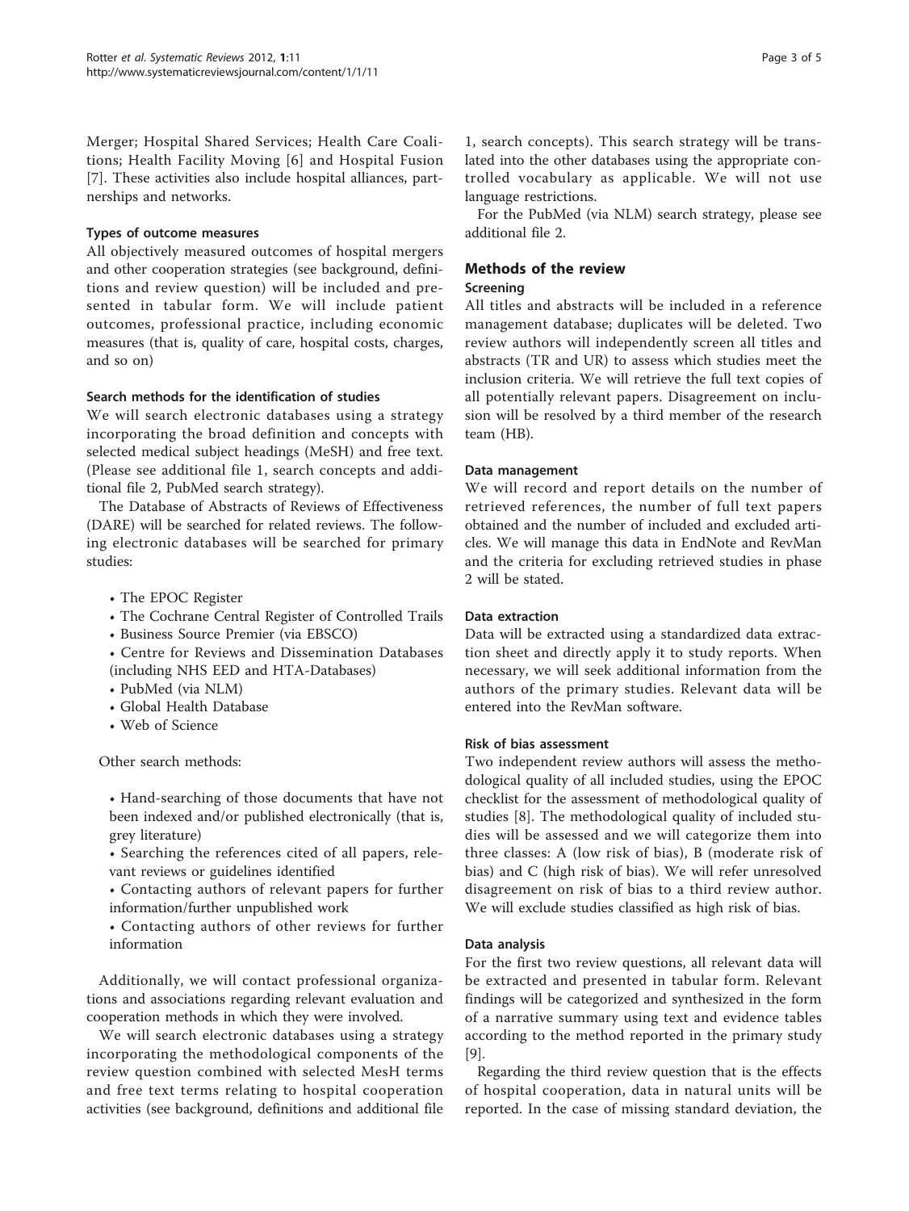Merger; Hospital Shared Services; Health Care Coalitions; Health Facility Moving [6] and Hospital Fusion [7]. These activities also include hospital alliances, partnerships and networks.

#### Types of outcome measures

All objectively measured outcomes of hospital mergers and other cooperation strategies (see background, definitions and review question) will be included and presented in tabular form. We will include patient outcomes, professional practice, including economic measures (that is, quality of care, hospital costs, charges, and so on)

#### Search methods for the identification of studies

We will search electronic databases using a strategy incorporating the broad definition and concepts with selected medical subject headings (MeSH) and free text. (Please see additional file 1, search concepts and additional file 2, PubMed search strategy).

The Database of Abstracts of Reviews of Effectiveness (DARE) will be searched for related reviews. The following electronic databases will be searched for primary studies:

- The EPOC Register
- The Cochrane Central Register of Controlled Trails
- Business Source Premier (via EBSCO)
- Centre for Reviews and Dissemination Databases (including NHS EED and HTA-Databases)
- PubMed (via NLM)
- Global Health Database
- Web of Science

Other search methods:

- Hand-searching of those documents that have not been indexed and/or published electronically (that is, grey literature)
- Searching the references cited of all papers, relevant reviews or guidelines identified
- Contacting authors of relevant papers for further information/further unpublished work
- Contacting authors of other reviews for further information

Additionally, we will contact professional organizations and associations regarding relevant evaluation and cooperation methods in which they were involved.

We will search electronic databases using a strategy incorporating the methodological components of the review question combined with selected MesH terms and free text terms relating to hospital cooperation activities (see background, definitions and additional file 1, search concepts). This search strategy will be translated into the other databases using the appropriate controlled vocabulary as applicable. We will not use language restrictions.

For the PubMed (via NLM) search strategy, please see additional file 2.

## Methods of the review

#### Screening

All titles and abstracts will be included in a reference management database; duplicates will be deleted. Two review authors will independently screen all titles and abstracts (TR and UR) to assess which studies meet the inclusion criteria. We will retrieve the full text copies of all potentially relevant papers. Disagreement on inclusion will be resolved by a third member of the research team (HB).

#### Data management

We will record and report details on the number of retrieved references, the number of full text papers obtained and the number of included and excluded articles. We will manage this data in EndNote and RevMan and the criteria for excluding retrieved studies in phase 2 will be stated.

#### Data extraction

Data will be extracted using a standardized data extraction sheet and directly apply it to study reports. When necessary, we will seek additional information from the authors of the primary studies. Relevant data will be entered into the RevMan software.

#### Risk of bias assessment

Two independent review authors will assess the methodological quality of all included studies, using the EPOC checklist for the assessment of methodological quality of studies [8]. The methodological quality of included studies will be assessed and we will categorize them into three classes: A (low risk of bias), B (moderate risk of bias) and C (high risk of bias). We will refer unresolved disagreement on risk of bias to a third review author. We will exclude studies classified as high risk of bias.

#### Data analysis

For the first two review questions, all relevant data will be extracted and presented in tabular form. Relevant findings will be categorized and synthesized in the form of a narrative summary using text and evidence tables according to the method reported in the primary study [9].

Regarding the third review question that is the effects of hospital cooperation, data in natural units will be reported. In the case of missing standard deviation, the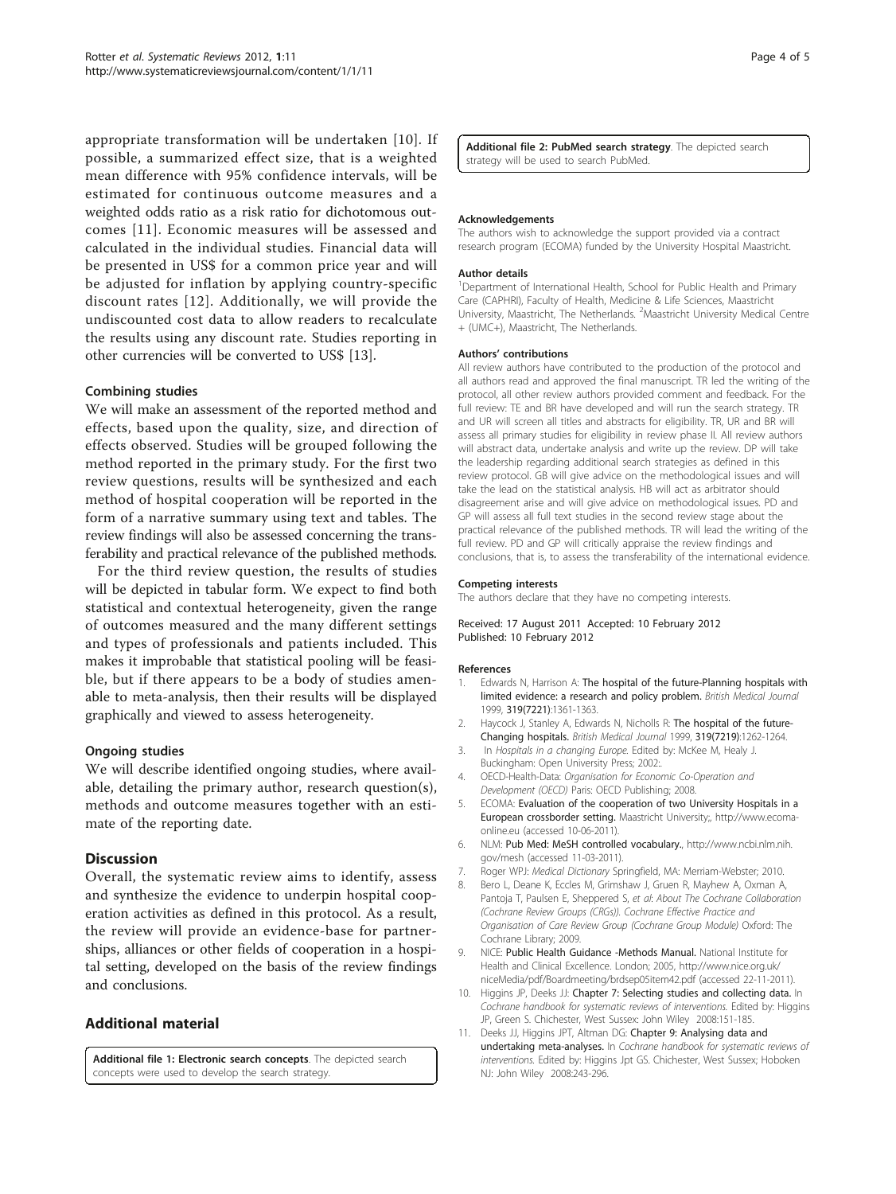appropriate transformation will be undertaken [10]. If possible, a summarized effect size, that is a weighted mean difference with 95% confidence intervals, will be estimated for continuous outcome measures and a weighted odds ratio as a risk ratio for dichotomous outcomes [11]. Economic measures will be assessed and calculated in the individual studies. Financial data will be presented in US$ for a common price year and will be adjusted for inflation by applying country-specific discount rates [12]. Additionally, we will provide the undiscounted cost data to allow readers to recalculate the results using any discount rate. Studies reporting in other currencies will be converted to US$ [13].

### Combining studies

We will make an assessment of the reported method and effects, based upon the quality, size, and direction of effects observed. Studies will be grouped following the method reported in the primary study. For the first two review questions, results will be synthesized and each method of hospital cooperation will be reported in the form of a narrative summary using text and tables. The review findings will also be assessed concerning the transferability and practical relevance of the published methods.

For the third review question, the results of studies will be depicted in tabular form. We expect to find both statistical and contextual heterogeneity, given the range of outcomes measured and the many different settings and types of professionals and patients included. This makes it improbable that statistical pooling will be feasible, but if there appears to be a body of studies amenable to meta-analysis, then their results will be displayed graphically and viewed to assess heterogeneity.

### Ongoing studies

We will describe identified ongoing studies, where available, detailing the primary author, research question(s), methods and outcome measures together with an estimate of the reporting date.

## Discussion

Overall, the systematic review aims to identify, assess and synthesize the evidence to underpin hospital cooperation activities as defined in this protocol. As a result, the review will provide an evidence-base for partnerships, alliances or other fields of cooperation in a hospital setting, developed on the basis of the review findings and conclusions.

## Additional material

**Additional file 1: Electronic search concepts**. The depicted search concepts were used to develop the search strategy.

**Additional file 2: PubMed search strategy**. The depicted search strategy will be used to search PubMed.

#### Acknowledgements

The authors wish to acknowledge the support provided via a contract research program (ECOMA) funded by the University Hospital Maastricht.

#### Author details

[1]Department of International Health, School for Public Health and Primary Care (CAPHRI), Faculty of Health, Medicine & Life Sciences, Maastricht University, Maastricht, The Netherlands. [2]Maastricht University Medical Centre + (UMC+), Maastricht, The Netherlands.

#### Authors' contributions

All review authors have contributed to the production of the protocol and all authors read and approved the final manuscript. TR led the writing of the protocol, all other review authors provided comment and feedback. For the full review: TE and BR have developed and will run the search strategy. TR and UR will screen all titles and abstracts for eligibility. TR, UR and BR will assess all primary studies for eligibility in review phase II. All review authors will abstract data, undertake analysis and write up the review. DP will take the leadership regarding additional search strategies as defined in this review protocol. GB will give advice on the methodological issues and will take the lead on the statistical analysis. HB will act as arbitrator should disagreement arise and will give advice on methodological issues. PD and GP will assess all full text studies in the second review stage about the practical relevance of the published methods. TR will lead the writing of the full review. PD and GP will critically appraise the review findings and conclusions, that is, to assess the transferability of the international evidence.

#### Competing interests

The authors declare that they have no competing interests.

Received: 17 August 2011 Accepted: 10 February 2012
Published: 10 February 2012

#### References

1. Edwards N, Harrison A: **The hospital of the future-Planning hospitals with limited evidence: a research and policy problem.** *British Medical Journal* 1999, **319(7221)**:1361-1363.
2. Haycock J, Stanley A, Edwards N, Nicholls R: **The hospital of the future-Changing hospitals.** *British Medical Journal* 1999, **319(7219)**:1262-1264.
3. In *Hospitals in a changing Europe*. Edited by: McKee M, Healy J. Buckingham: Open University Press; 2002:.
4. OECD-Health-Data: *Organisation for Economic Co-Operation and Development (OECD)* Paris: OECD Publishing; 2008.
5. ECOMA: **Evaluation of the cooperation of two University Hospitals in a European crossborder setting.** Maastricht University;, http://www.ecoma-online.eu (accessed 10-06-2011).
6. NLM: **Pub Med: MeSH controlled vocabulary.**, http://www.ncbi.nlm.nih.gov/mesh (accessed 11-03-2011).
7. Roger WPJ: *Medical Dictionary* Springfield, MA: Merriam-Webster; 2010.
8. Bero L, Deane K, Eccles M, Grimshaw J, Gruen R, Mayhew A, Oxman A, Pantoja T, Paulsen E, Sheppered S, *et al*: *About The Cochrane Collaboration (Cochrane Review Groups (CRGs)). Cochrane Effective Practice and Organisation of Care Review Group (Cochrane Group Module)* Oxford: The Cochrane Library; 2009.
9. NICE: **Public Health Guidance -Methods Manual.** National Institute for Health and Clinical Excellence. London; 2005, http://www.nice.org.uk/niceMedia/pdf/Boardmeeting/brdsep05item42.pdf (accessed 22-11-2011).
10. Higgins JP, Deeks JJ: **Chapter 7: Selecting studies and collecting data.** In *Cochrane handbook for systematic reviews of interventions.* Edited by: Higgins JP, Green S. Chichester, West Sussex: John Wiley 2008:151-185.
11. Deeks JJ, Higgins JPT, Altman DG: **Chapter 9: Analysing data and undertaking meta-analyses.** In *Cochrane handbook for systematic reviews of interventions.* Edited by: Higgins Jpt GS. Chichester, West Sussex; Hoboken NJ: John Wiley 2008:243-296.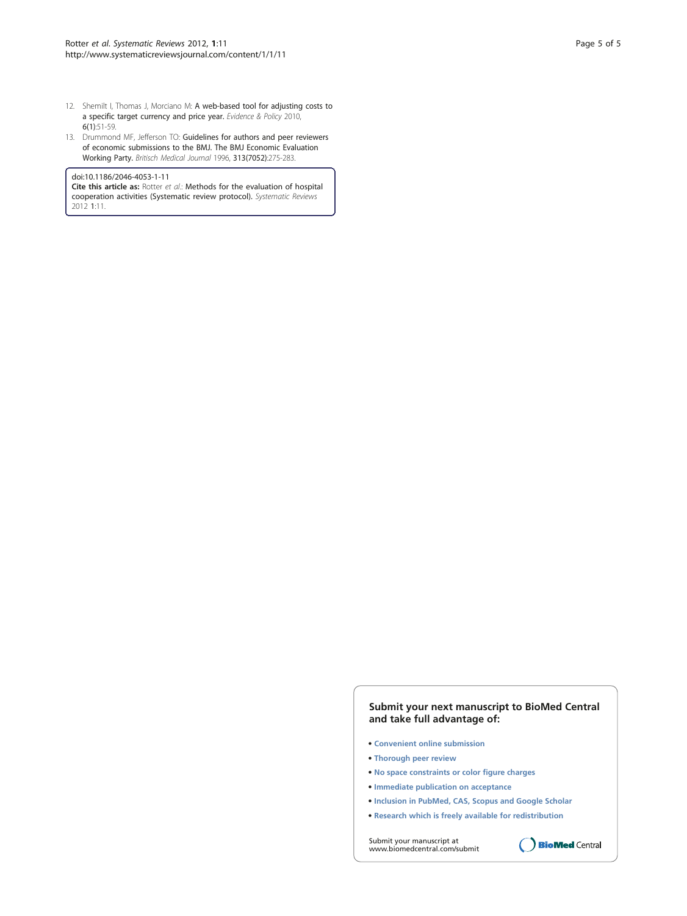12. Shemilt I, Thomas J, Morciano M: **A web-based tool for adjusting costs to a specific target currency and price year.** *Evidence & Policy* 2010, **6(1)**:51-59.
13. Drummond MF, Jefferson TO: **Guidelines for authors and peer reviewers of economic submissions to the BMJ. The BMJ Economic Evaluation Working Party.** *Britisch Medical Journal* 1996, **313(7052)**:275-283.

doi:10.1186/2046-4053-1-11
**Cite this article as:** Rotter *et al.*: Methods for the evaluation of hospital cooperation activities (Systematic review protocol). *Systematic Reviews* 2012 **1**:11.

**Submit your next manuscript to BioMed Central and take full advantage of:**

- **Convenient online submission**
- **Thorough peer review**
- **No space constraints or color figure charges**
- **Immediate publication on acceptance**
- **Inclusion in PubMed, CAS, Scopus and Google Scholar**
- **Research which is freely available for redistribution**

Submit your manuscript at
www.biomedcentral.com/submit

BioMed Central